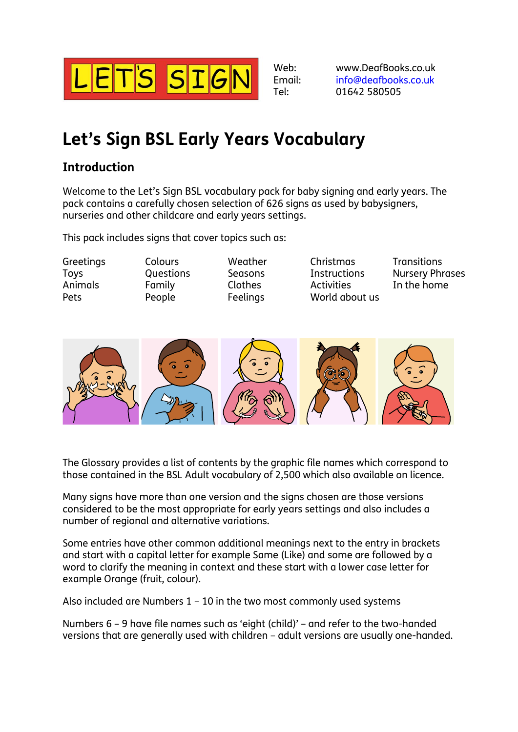LET'S SIGN

Web: www.DeafBooks.co.uk
Email: info@deafbooks.co.uk
Tel: 01642 580505

# Let's Sign BSL Early Years Vocabulary

## Introduction

Welcome to the Let's Sign BSL vocabulary pack for baby signing and early years. The pack contains a carefully chosen selection of 626 signs as used by babysigners, nurseries and other childcare and early years settings.

This pack includes signs that cover topics such as:

| | | | | |
|---|---|---|---|---|
| Greetings | Colours | Weather | Christmas | Transitions |
| Toys | Questions | Seasons | Instructions | Nursery Phrases |
| Animals | Family | Clothes | Activities | In the home |
| Pets | People | Feelings | World about us | |

The Glossary provides a list of contents by the graphic file names which correspond to those contained in the BSL Adult vocabulary of 2,500 which also available on licence.

Many signs have more than one version and the signs chosen are those versions considered to be the most appropriate for early years settings and also includes a number of regional and alternative variations.

Some entries have other common additional meanings next to the entry in brackets and start with a capital letter for example Same (Like) and some are followed by a word to clarify the meaning in context and these start with a lower case letter for example Orange (fruit, colour).

Also included are Numbers 1 – 10 in the two most commonly used systems

Numbers 6 – 9 have file names such as 'eight (child)' – and refer to the two-handed versions that are generally used with children – adult versions are usually one-handed.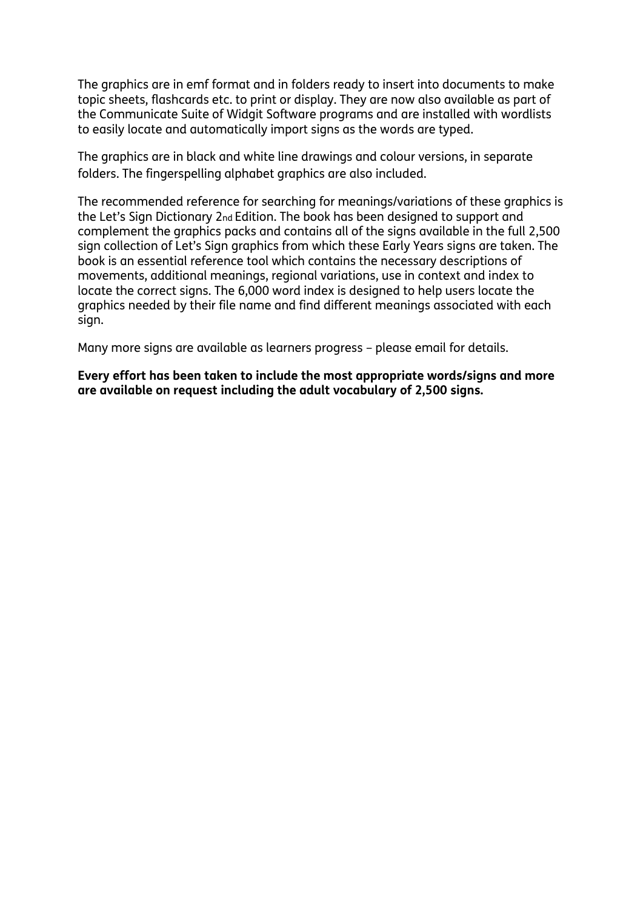The graphics are in emf format and in folders ready to insert into documents to make topic sheets, flashcards etc. to print or display. They are now also available as part of the Communicate Suite of Widgit Software programs and are installed with wordlists to easily locate and automatically import signs as the words are typed.

The graphics are in black and white line drawings and colour versions, in separate folders. The fingerspelling alphabet graphics are also included.

The recommended reference for searching for meanings/variations of these graphics is the Let's Sign Dictionary 2nd Edition. The book has been designed to support and complement the graphics packs and contains all of the signs available in the full 2,500 sign collection of Let's Sign graphics from which these Early Years signs are taken. The book is an essential reference tool which contains the necessary descriptions of movements, additional meanings, regional variations, use in context and index to locate the correct signs. The 6,000 word index is designed to help users locate the graphics needed by their file name and find different meanings associated with each sign.

Many more signs are available as learners progress – please email for details.

**Every effort has been taken to include the most appropriate words/signs and more are available on request including the adult vocabulary of 2,500 signs.**